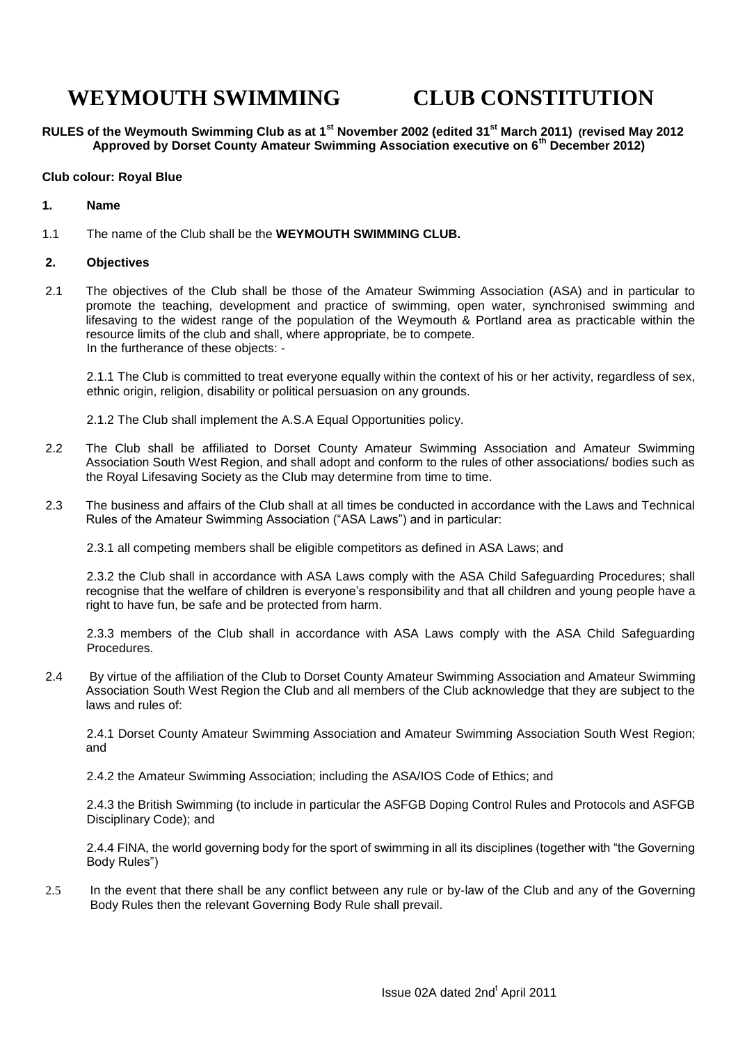# WEYMOUTH SWIMMING CLUB CONSTITUTION

**RULES of the Weymouth Swimming Club as at 1st November 2002 (edited 31st March 2011) (revised May 2012 Approved by Dorset County Amateur Swimming Association executive on 6th December 2012)**

**Club colour: Royal Blue**

## 1. Name

1.1 The name of the Club shall be the **WEYMOUTH SWIMMING CLUB.**

## 2. Objectives

2.1 The objectives of the Club shall be those of the Amateur Swimming Association (ASA) and in particular to promote the teaching, development and practice of swimming, open water, synchronised swimming and lifesaving to the widest range of the population of the Weymouth & Portland area as practicable within the resource limits of the club and shall, where appropriate, be to compete.
In the furtherance of these objects: -

2.1.1 The Club is committed to treat everyone equally within the context of his or her activity, regardless of sex, ethnic origin, religion, disability or political persuasion on any grounds.

2.1.2 The Club shall implement the A.S.A Equal Opportunities policy.

2.2 The Club shall be affiliated to Dorset County Amateur Swimming Association and Amateur Swimming Association South West Region, and shall adopt and conform to the rules of other associations/ bodies such as the Royal Lifesaving Society as the Club may determine from time to time.

2.3 The business and affairs of the Club shall at all times be conducted in accordance with the Laws and Technical Rules of the Amateur Swimming Association ("ASA Laws") and in particular:

2.3.1 all competing members shall be eligible competitors as defined in ASA Laws; and

2.3.2 the Club shall in accordance with ASA Laws comply with the ASA Child Safeguarding Procedures; shall recognise that the welfare of children is everyone's responsibility and that all children and young people have a right to have fun, be safe and be protected from harm.

2.3.3 members of the Club shall in accordance with ASA Laws comply with the ASA Child Safeguarding Procedures.

2.4 By virtue of the affiliation of the Club to Dorset County Amateur Swimming Association and Amateur Swimming Association South West Region the Club and all members of the Club acknowledge that they are subject to the laws and rules of:

2.4.1 Dorset County Amateur Swimming Association and Amateur Swimming Association South West Region; and

2.4.2 the Amateur Swimming Association; including the ASA/IOS Code of Ethics; and

2.4.3 the British Swimming (to include in particular the ASFGB Doping Control Rules and Protocols and ASFGB Disciplinary Code); and

2.4.4 FINA, the world governing body for the sport of swimming in all its disciplines (together with "the Governing Body Rules")

2.5 In the event that there shall be any conflict between any rule or by-law of the Club and any of the Governing Body Rules then the relevant Governing Body Rule shall prevail.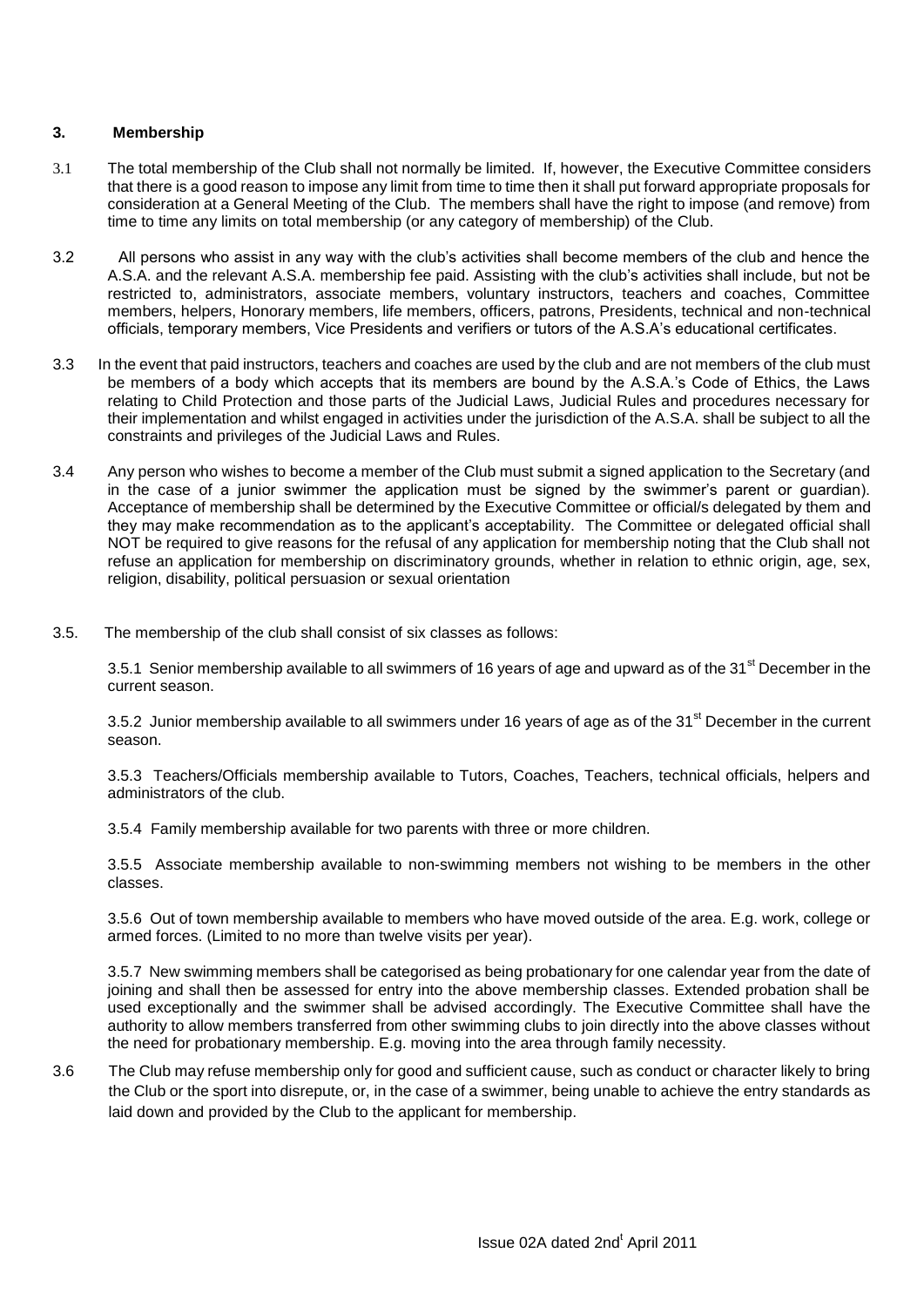## 3. Membership

3.1 The total membership of the Club shall not normally be limited. If, however, the Executive Committee considers that there is a good reason to impose any limit from time to time then it shall put forward appropriate proposals for consideration at a General Meeting of the Club. The members shall have the right to impose (and remove) from time to time any limits on total membership (or any category of membership) of the Club.

3.2 All persons who assist in any way with the club's activities shall become members of the club and hence the A.S.A. and the relevant A.S.A. membership fee paid. Assisting with the club's activities shall include, but not be restricted to, administrators, associate members, voluntary instructors, teachers and coaches, Committee members, helpers, Honorary members, life members, officers, patrons, Presidents, technical and non-technical officials, temporary members, Vice Presidents and verifiers or tutors of the A.S.A's educational certificates.

3.3 In the event that paid instructors, teachers and coaches are used by the club and are not members of the club must be members of a body which accepts that its members are bound by the A.S.A.'s Code of Ethics, the Laws relating to Child Protection and those parts of the Judicial Laws, Judicial Rules and procedures necessary for their implementation and whilst engaged in activities under the jurisdiction of the A.S.A. shall be subject to all the constraints and privileges of the Judicial Laws and Rules.

3.4 Any person who wishes to become a member of the Club must submit a signed application to the Secretary (and in the case of a junior swimmer the application must be signed by the swimmer's parent or guardian). Acceptance of membership shall be determined by the Executive Committee or official/s delegated by them and they may make recommendation as to the applicant's acceptability. The Committee or delegated official shall NOT be required to give reasons for the refusal of any application for membership noting that the Club shall not refuse an application for membership on discriminatory grounds, whether in relation to ethnic origin, age, sex, religion, disability, political persuasion or sexual orientation

3.5. The membership of the club shall consist of six classes as follows:

3.5.1 Senior membership available to all swimmers of 16 years of age and upward as of the 31st December in the current season.

3.5.2 Junior membership available to all swimmers under 16 years of age as of the 31st December in the current season.

3.5.3 Teachers/Officials membership available to Tutors, Coaches, Teachers, technical officials, helpers and administrators of the club.

3.5.4 Family membership available for two parents with three or more children.

3.5.5 Associate membership available to non-swimming members not wishing to be members in the other classes.

3.5.6 Out of town membership available to members who have moved outside of the area. E.g. work, college or armed forces. (Limited to no more than twelve visits per year).

3.5.7 New swimming members shall be categorised as being probationary for one calendar year from the date of joining and shall then be assessed for entry into the above membership classes. Extended probation shall be used exceptionally and the swimmer shall be advised accordingly. The Executive Committee shall have the authority to allow members transferred from other swimming clubs to join directly into the above classes without the need for probationary membership. E.g. moving into the area through family necessity.

3.6 The Club may refuse membership only for good and sufficient cause, such as conduct or character likely to bring the Club or the sport into disrepute, or, in the case of a swimmer, being unable to achieve the entry standards as laid down and provided by the Club to the applicant for membership.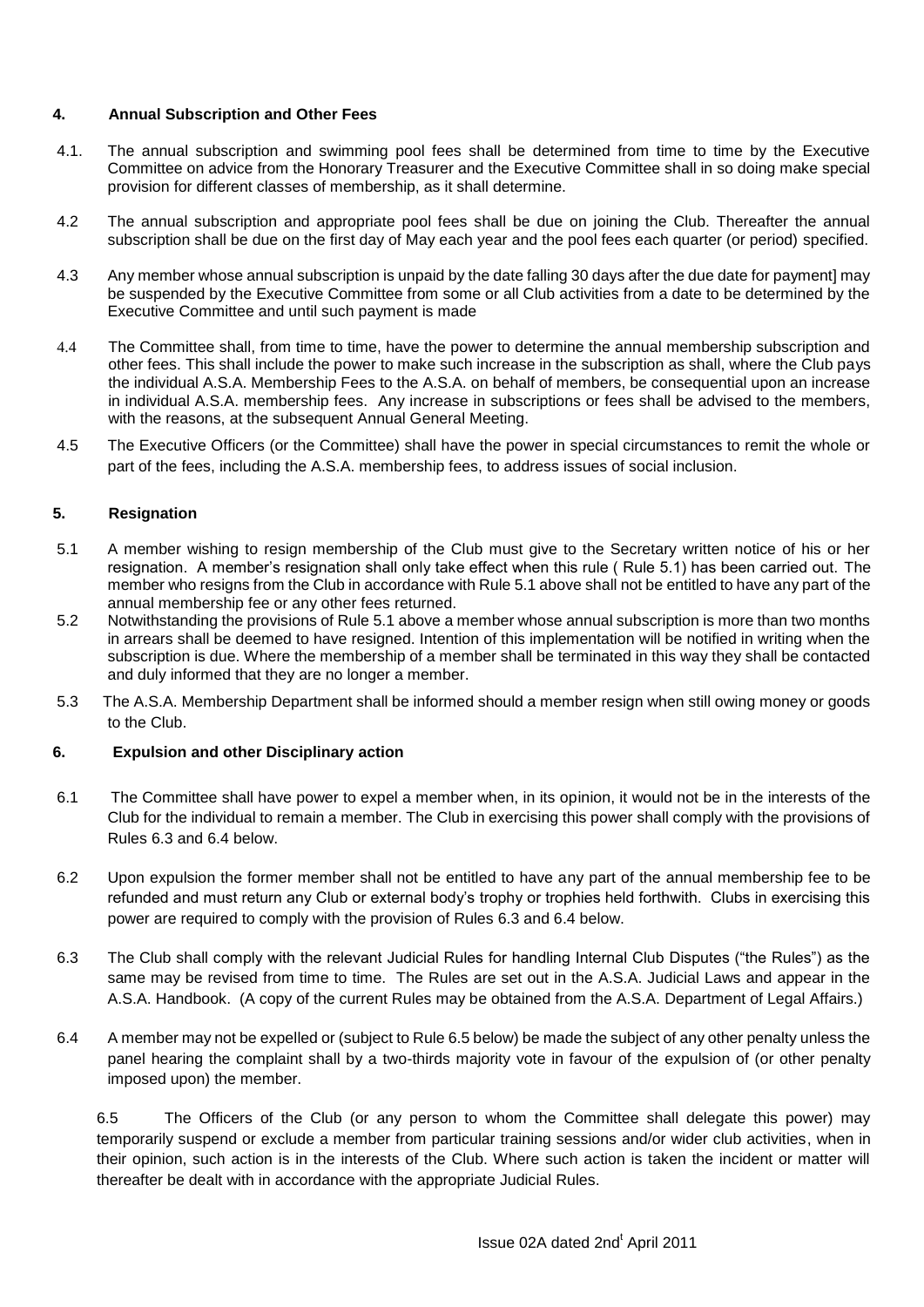## 4. Annual Subscription and Other Fees

4.1. The annual subscription and swimming pool fees shall be determined from time to time by the Executive Committee on advice from the Honorary Treasurer and the Executive Committee shall in so doing make special provision for different classes of membership, as it shall determine.

4.2 The annual subscription and appropriate pool fees shall be due on joining the Club. Thereafter the annual subscription shall be due on the first day of May each year and the pool fees each quarter (or period) specified.

4.3 Any member whose annual subscription is unpaid by the date falling 30 days after the due date for payment] may be suspended by the Executive Committee from some or all Club activities from a date to be determined by the Executive Committee and until such payment is made

4.4 The Committee shall, from time to time, have the power to determine the annual membership subscription and other fees. This shall include the power to make such increase in the subscription as shall, where the Club pays the individual A.S.A. Membership Fees to the A.S.A. on behalf of members, be consequential upon an increase in individual A.S.A. membership fees. Any increase in subscriptions or fees shall be advised to the members, with the reasons, at the subsequent Annual General Meeting.

4.5 The Executive Officers (or the Committee) shall have the power in special circumstances to remit the whole or part of the fees, including the A.S.A. membership fees, to address issues of social inclusion.

## 5. Resignation

5.1 A member wishing to resign membership of the Club must give to the Secretary written notice of his or her resignation. A member's resignation shall only take effect when this rule ( Rule 5.1) has been carried out. The member who resigns from the Club in accordance with Rule 5.1 above shall not be entitled to have any part of the annual membership fee or any other fees returned.

5.2 Notwithstanding the provisions of Rule 5.1 above a member whose annual subscription is more than two months in arrears shall be deemed to have resigned. Intention of this implementation will be notified in writing when the subscription is due. Where the membership of a member shall be terminated in this way they shall be contacted and duly informed that they are no longer a member.

5.3 The A.S.A. Membership Department shall be informed should a member resign when still owing money or goods to the Club.

## 6. Expulsion and other Disciplinary action

6.1 The Committee shall have power to expel a member when, in its opinion, it would not be in the interests of the Club for the individual to remain a member. The Club in exercising this power shall comply with the provisions of Rules 6.3 and 6.4 below.

6.2 Upon expulsion the former member shall not be entitled to have any part of the annual membership fee to be refunded and must return any Club or external body's trophy or trophies held forthwith. Clubs in exercising this power are required to comply with the provision of Rules 6.3 and 6.4 below.

6.3 The Club shall comply with the relevant Judicial Rules for handling Internal Club Disputes ("the Rules") as the same may be revised from time to time. The Rules are set out in the A.S.A. Judicial Laws and appear in the A.S.A. Handbook. (A copy of the current Rules may be obtained from the A.S.A. Department of Legal Affairs.)

6.4 A member may not be expelled or (subject to Rule 6.5 below) be made the subject of any other penalty unless the panel hearing the complaint shall by a two-thirds majority vote in favour of the expulsion of (or other penalty imposed upon) the member.

6.5 The Officers of the Club (or any person to whom the Committee shall delegate this power) may temporarily suspend or exclude a member from particular training sessions and/or wider club activities, when in their opinion, such action is in the interests of the Club. Where such action is taken the incident or matter will thereafter be dealt with in accordance with the appropriate Judicial Rules.

Issue 02A dated 2nd[t] April 2011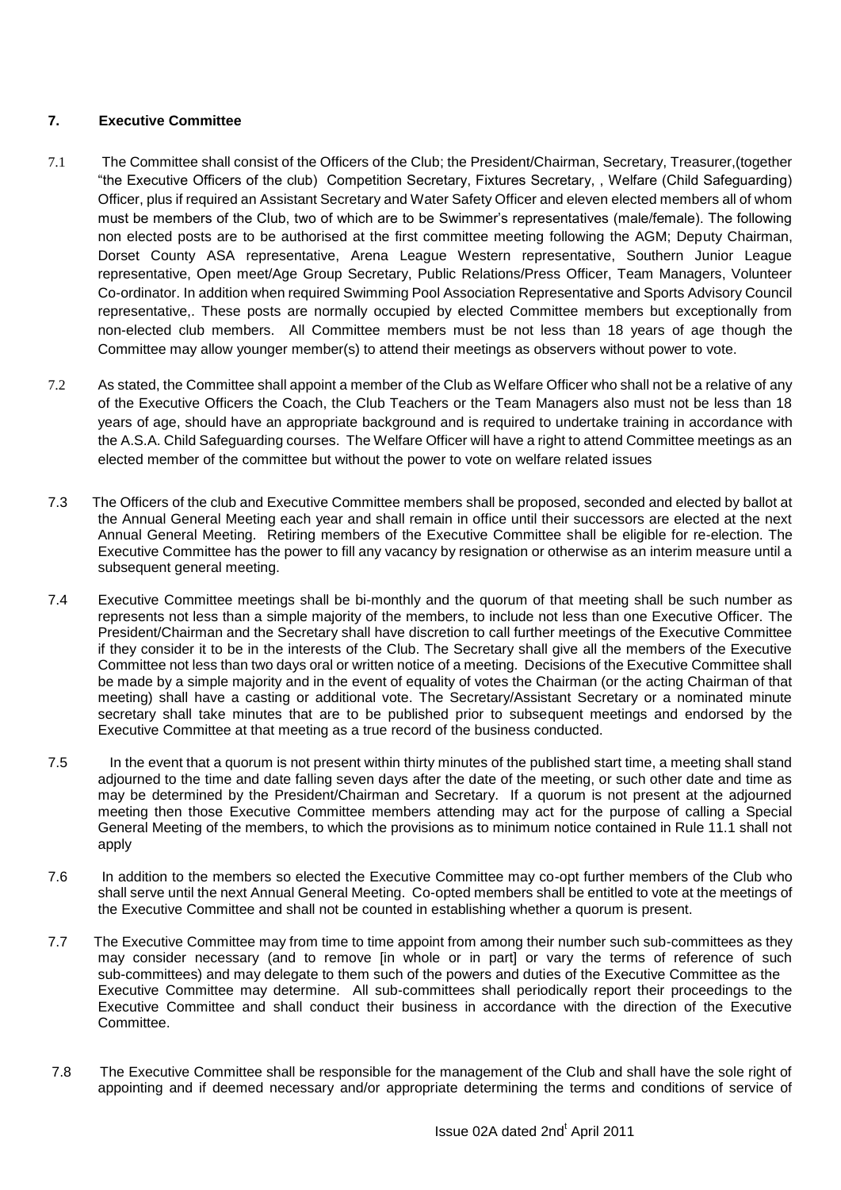## 7. Executive Committee

7.1 The Committee shall consist of the Officers of the Club; the President/Chairman, Secretary, Treasurer,(together "the Executive Officers of the club) Competition Secretary, Fixtures Secretary, , Welfare (Child Safeguarding) Officer, plus if required an Assistant Secretary and Water Safety Officer and eleven elected members all of whom must be members of the Club, two of which are to be Swimmer's representatives (male/female). The following non elected posts are to be authorised at the first committee meeting following the AGM; Deputy Chairman, Dorset County ASA representative, Arena League Western representative, Southern Junior League representative, Open meet/Age Group Secretary, Public Relations/Press Officer, Team Managers, Volunteer Co-ordinator. In addition when required Swimming Pool Association Representative and Sports Advisory Council representative,. These posts are normally occupied by elected Committee members but exceptionally from non-elected club members. All Committee members must be not less than 18 years of age though the Committee may allow younger member(s) to attend their meetings as observers without power to vote.

7.2 As stated, the Committee shall appoint a member of the Club as Welfare Officer who shall not be a relative of any of the Executive Officers the Coach, the Club Teachers or the Team Managers also must not be less than 18 years of age, should have an appropriate background and is required to undertake training in accordance with the A.S.A. Child Safeguarding courses. The Welfare Officer will have a right to attend Committee meetings as an elected member of the committee but without the power to vote on welfare related issues

7.3 The Officers of the club and Executive Committee members shall be proposed, seconded and elected by ballot at the Annual General Meeting each year and shall remain in office until their successors are elected at the next Annual General Meeting. Retiring members of the Executive Committee shall be eligible for re-election. The Executive Committee has the power to fill any vacancy by resignation or otherwise as an interim measure until a subsequent general meeting.

7.4 Executive Committee meetings shall be bi-monthly and the quorum of that meeting shall be such number as represents not less than a simple majority of the members, to include not less than one Executive Officer. The President/Chairman and the Secretary shall have discretion to call further meetings of the Executive Committee if they consider it to be in the interests of the Club. The Secretary shall give all the members of the Executive Committee not less than two days oral or written notice of a meeting. Decisions of the Executive Committee shall be made by a simple majority and in the event of equality of votes the Chairman (or the acting Chairman of that meeting) shall have a casting or additional vote. The Secretary/Assistant Secretary or a nominated minute secretary shall take minutes that are to be published prior to subsequent meetings and endorsed by the Executive Committee at that meeting as a true record of the business conducted.

7.5 In the event that a quorum is not present within thirty minutes of the published start time, a meeting shall stand adjourned to the time and date falling seven days after the date of the meeting, or such other date and time as may be determined by the President/Chairman and Secretary. If a quorum is not present at the adjourned meeting then those Executive Committee members attending may act for the purpose of calling a Special General Meeting of the members, to which the provisions as to minimum notice contained in Rule 11.1 shall not apply

7.6 In addition to the members so elected the Executive Committee may co-opt further members of the Club who shall serve until the next Annual General Meeting. Co-opted members shall be entitled to vote at the meetings of the Executive Committee and shall not be counted in establishing whether a quorum is present.

7.7 The Executive Committee may from time to time appoint from among their number such sub-committees as they may consider necessary (and to remove [in whole or in part] or vary the terms of reference of such sub-committees) and may delegate to them such of the powers and duties of the Executive Committee as the Executive Committee may determine. All sub-committees shall periodically report their proceedings to the Executive Committee and shall conduct their business in accordance with the direction of the Executive Committee.

7.8 The Executive Committee shall be responsible for the management of the Club and shall have the sole right of appointing and if deemed necessary and/or appropriate determining the terms and conditions of service of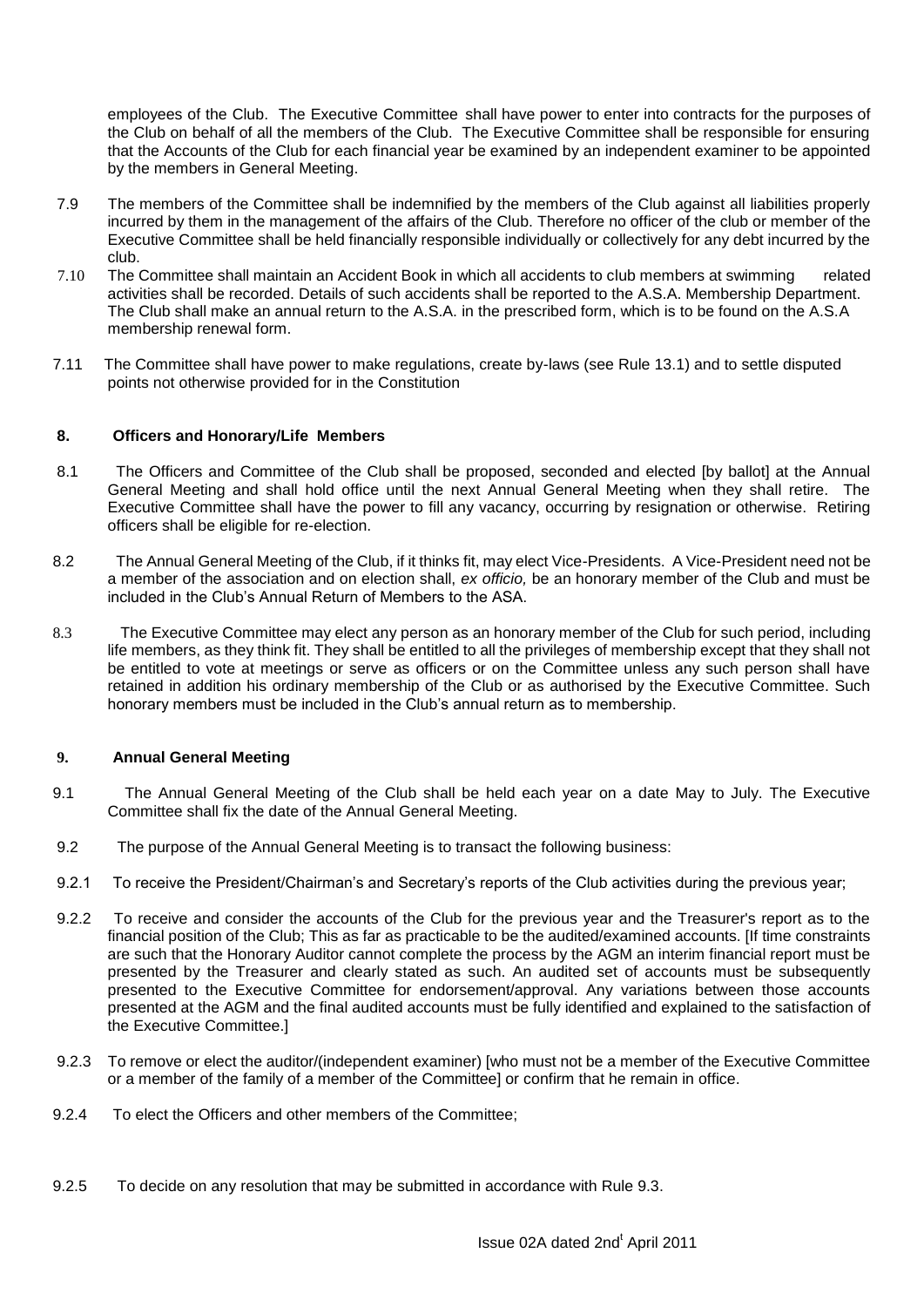employees of the Club. The Executive Committee shall have power to enter into contracts for the purposes of the Club on behalf of all the members of the Club. The Executive Committee shall be responsible for ensuring that the Accounts of the Club for each financial year be examined by an independent examiner to be appointed by the members in General Meeting.

7.9 The members of the Committee shall be indemnified by the members of the Club against all liabilities properly incurred by them in the management of the affairs of the Club. Therefore no officer of the club or member of the Executive Committee shall be held financially responsible individually or collectively for any debt incurred by the club.

7.10 The Committee shall maintain an Accident Book in which all accidents to club members at swimming related activities shall be recorded. Details of such accidents shall be reported to the A.S.A. Membership Department. The Club shall make an annual return to the A.S.A. in the prescribed form, which is to be found on the A.S.A membership renewal form.

7.11 The Committee shall have power to make regulations, create by-laws (see Rule 13.1) and to settle disputed points not otherwise provided for in the Constitution

## 8. Officers and Honorary/Life Members

8.1 The Officers and Committee of the Club shall be proposed, seconded and elected [by ballot] at the Annual General Meeting and shall hold office until the next Annual General Meeting when they shall retire. The Executive Committee shall have the power to fill any vacancy, occurring by resignation or otherwise. Retiring officers shall be eligible for re-election.

8.2 The Annual General Meeting of the Club, if it thinks fit, may elect Vice-Presidents. A Vice-President need not be a member of the association and on election shall, *ex officio,* be an honorary member of the Club and must be included in the Club's Annual Return of Members to the ASA.

8.3 The Executive Committee may elect any person as an honorary member of the Club for such period, including life members, as they think fit. They shall be entitled to all the privileges of membership except that they shall not be entitled to vote at meetings or serve as officers or on the Committee unless any such person shall have retained in addition his ordinary membership of the Club or as authorised by the Executive Committee. Such honorary members must be included in the Club's annual return as to membership.

## 9. Annual General Meeting

9.1 The Annual General Meeting of the Club shall be held each year on a date May to July. The Executive Committee shall fix the date of the Annual General Meeting.

9.2 The purpose of the Annual General Meeting is to transact the following business:

9.2.1 To receive the President/Chairman's and Secretary's reports of the Club activities during the previous year;

9.2.2 To receive and consider the accounts of the Club for the previous year and the Treasurer's report as to the financial position of the Club; This as far as practicable to be the audited/examined accounts. [If time constraints are such that the Honorary Auditor cannot complete the process by the AGM an interim financial report must be presented by the Treasurer and clearly stated as such. An audited set of accounts must be subsequently presented to the Executive Committee for endorsement/approval. Any variations between those accounts presented at the AGM and the final audited accounts must be fully identified and explained to the satisfaction of the Executive Committee.]

9.2.3 To remove or elect the auditor/(independent examiner) [who must not be a member of the Executive Committee or a member of the family of a member of the Committee] or confirm that he remain in office.

9.2.4 To elect the Officers and other members of the Committee;

9.2.5 To decide on any resolution that may be submitted in accordance with Rule 9.3.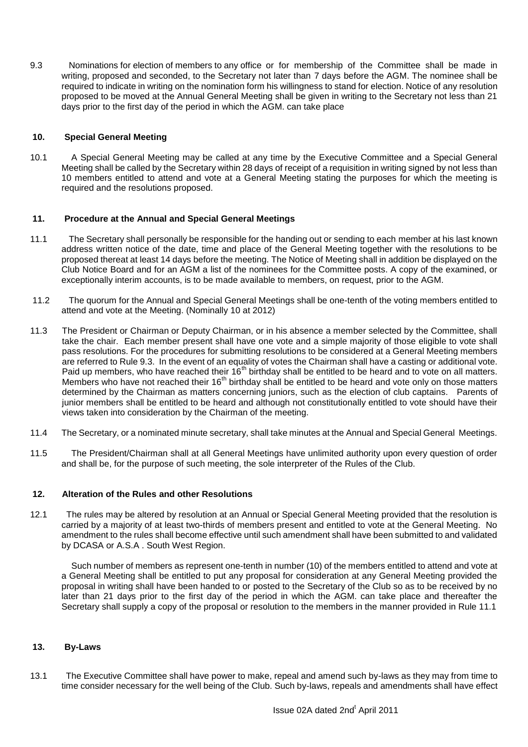9.3 Nominations for election of members to any office or for membership of the Committee shall be made in writing, proposed and seconded, to the Secretary not later than 7 days before the AGM. The nominee shall be required to indicate in writing on the nomination form his willingness to stand for election. Notice of any resolution proposed to be moved at the Annual General Meeting shall be given in writing to the Secretary not less than 21 days prior to the first day of the period in which the AGM. can take place

## 10. Special General Meeting

10.1 A Special General Meeting may be called at any time by the Executive Committee and a Special General Meeting shall be called by the Secretary within 28 days of receipt of a requisition in writing signed by not less than 10 members entitled to attend and vote at a General Meeting stating the purposes for which the meeting is required and the resolutions proposed.

## 11. Procedure at the Annual and Special General Meetings

11.1 The Secretary shall personally be responsible for the handing out or sending to each member at his last known address written notice of the date, time and place of the General Meeting together with the resolutions to be proposed thereat at least 14 days before the meeting. The Notice of Meeting shall in addition be displayed on the Club Notice Board and for an AGM a list of the nominees for the Committee posts. A copy of the examined, or exceptionally interim accounts, is to be made available to members, on request, prior to the AGM.

11.2 The quorum for the Annual and Special General Meetings shall be one-tenth of the voting members entitled to attend and vote at the Meeting. (Nominally 10 at 2012)

11.3 The President or Chairman or Deputy Chairman, or in his absence a member selected by the Committee, shall take the chair. Each member present shall have one vote and a simple majority of those eligible to vote shall pass resolutions. For the procedures for submitting resolutions to be considered at a General Meeting members are referred to Rule 9.3. In the event of an equality of votes the Chairman shall have a casting or additional vote. Paid up members, who have reached their 16th birthday shall be entitled to be heard and to vote on all matters. Members who have not reached their 16th birthday shall be entitled to be heard and vote only on those matters determined by the Chairman as matters concerning juniors, such as the election of club captains. Parents of junior members shall be entitled to be heard and although not constitutionally entitled to vote should have their views taken into consideration by the Chairman of the meeting.

11.4 The Secretary, or a nominated minute secretary, shall take minutes at the Annual and Special General Meetings.

11.5 The President/Chairman shall at all General Meetings have unlimited authority upon every question of order and shall be, for the purpose of such meeting, the sole interpreter of the Rules of the Club.

## 12. Alteration of the Rules and other Resolutions

12.1 The rules may be altered by resolution at an Annual or Special General Meeting provided that the resolution is carried by a majority of at least two-thirds of members present and entitled to vote at the General Meeting. No amendment to the rules shall become effective until such amendment shall have been submitted to and validated by DCASA or A.S.A . South West Region.

Such number of members as represent one-tenth in number (10) of the members entitled to attend and vote at a General Meeting shall be entitled to put any proposal for consideration at any General Meeting provided the proposal in writing shall have been handed to or posted to the Secretary of the Club so as to be received by no later than 21 days prior to the first day of the period in which the AGM. can take place and thereafter the Secretary shall supply a copy of the proposal or resolution to the members in the manner provided in Rule 11.1

## 13. By-Laws

13.1 The Executive Committee shall have power to make, repeal and amend such by-laws as they may from time to time consider necessary for the well being of the Club. Such by-laws, repeals and amendments shall have effect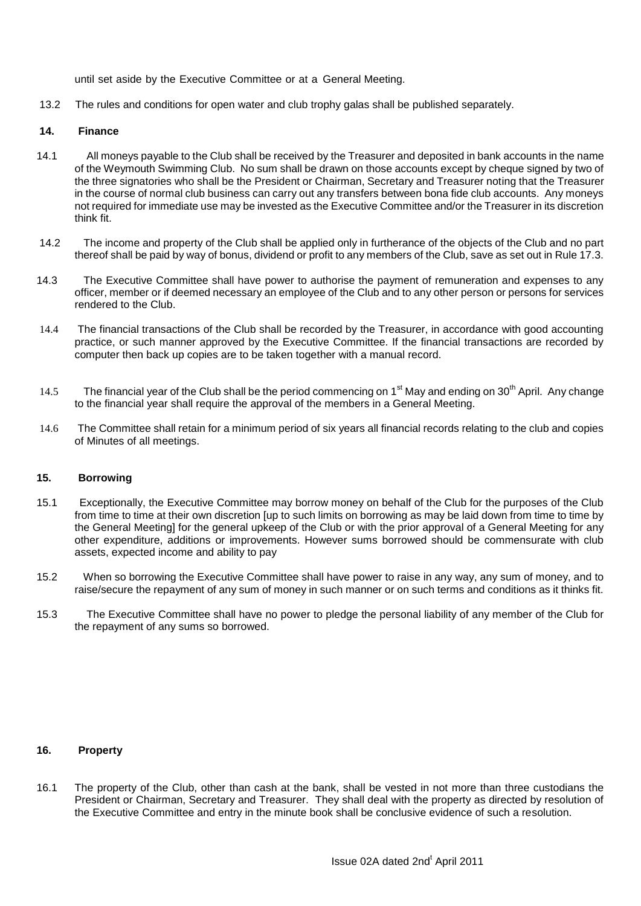until set aside by the Executive Committee or at a General Meeting.

13.2 The rules and conditions for open water and club trophy galas shall be published separately.

## 14. Finance

14.1 All moneys payable to the Club shall be received by the Treasurer and deposited in bank accounts in the name of the Weymouth Swimming Club. No sum shall be drawn on those accounts except by cheque signed by two of the three signatories who shall be the President or Chairman, Secretary and Treasurer noting that the Treasurer in the course of normal club business can carry out any transfers between bona fide club accounts. Any moneys not required for immediate use may be invested as the Executive Committee and/or the Treasurer in its discretion think fit.

14.2 The income and property of the Club shall be applied only in furtherance of the objects of the Club and no part thereof shall be paid by way of bonus, dividend or profit to any members of the Club, save as set out in Rule 17.3.

14.3 The Executive Committee shall have power to authorise the payment of remuneration and expenses to any officer, member or if deemed necessary an employee of the Club and to any other person or persons for services rendered to the Club.

14.4 The financial transactions of the Club shall be recorded by the Treasurer, in accordance with good accounting practice, or such manner approved by the Executive Committee. If the financial transactions are recorded by computer then back up copies are to be taken together with a manual record.

14.5 The financial year of the Club shall be the period commencing on 1st May and ending on 30th April. Any change to the financial year shall require the approval of the members in a General Meeting.

14.6 The Committee shall retain for a minimum period of six years all financial records relating to the club and copies of Minutes of all meetings.

## 15. Borrowing

15.1 Exceptionally, the Executive Committee may borrow money on behalf of the Club for the purposes of the Club from time to time at their own discretion [up to such limits on borrowing as may be laid down from time to time by the General Meeting] for the general upkeep of the Club or with the prior approval of a General Meeting for any other expenditure, additions or improvements. However sums borrowed should be commensurate with club assets, expected income and ability to pay

15.2 When so borrowing the Executive Committee shall have power to raise in any way, any sum of money, and to raise/secure the repayment of any sum of money in such manner or on such terms and conditions as it thinks fit.

15.3 The Executive Committee shall have no power to pledge the personal liability of any member of the Club for the repayment of any sums so borrowed.

## 16. Property

16.1 The property of the Club, other than cash at the bank, shall be vested in not more than three custodians the President or Chairman, Secretary and Treasurer. They shall deal with the property as directed by resolution of the Executive Committee and entry in the minute book shall be conclusive evidence of such a resolution.

Issue 02A dated 2nd April 2011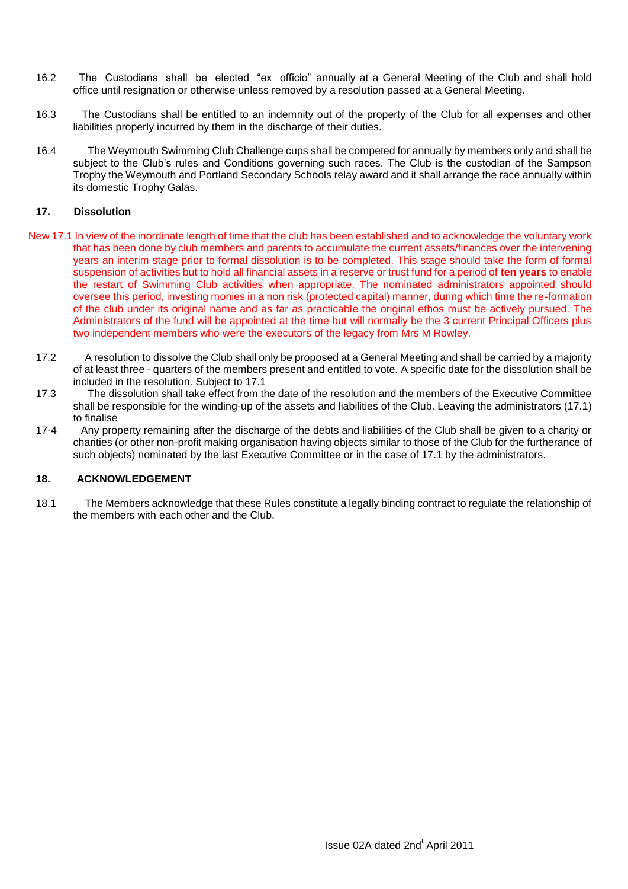16.2 The Custodians shall be elected "ex officio" annually at a General Meeting of the Club and shall hold office until resignation or otherwise unless removed by a resolution passed at a General Meeting.

16.3 The Custodians shall be entitled to an indemnity out of the property of the Club for all expenses and other liabilities properly incurred by them in the discharge of their duties.

16.4 The Weymouth Swimming Club Challenge cups shall be competed for annually by members only and shall be subject to the Club's rules and Conditions governing such races. The Club is the custodian of the Sampson Trophy the Weymouth and Portland Secondary Schools relay award and it shall arrange the race annually within its domestic Trophy Galas.

## 17. Dissolution

New 17.1 In view of the inordinate length of time that the club has been established and to acknowledge the voluntary work that has been done by club members and parents to accumulate the current assets/finances over the intervening years an interim stage prior to formal dissolution is to be completed. This stage should take the form of formal suspension of activities but to hold all financial assets in a reserve or trust fund for a period of **ten years** to enable the restart of Swimming Club activities when appropriate. The nominated administrators appointed should oversee this period, investing monies in a non risk (protected capital) manner, during which time the re-formation of the club under its original name and as far as practicable the original ethos must be actively pursued. The Administrators of the fund will be appointed at the time but will normally be the 3 current Principal Officers plus two independent members who were the executors of the legacy from Mrs M Rowley.

17.2 A resolution to dissolve the Club shall only be proposed at a General Meeting and shall be carried by a majority of at least three - quarters of the members present and entitled to vote. A specific date for the dissolution shall be included in the resolution. Subject to 17.1

17.3 The dissolution shall take effect from the date of the resolution and the members of the Executive Committee shall be responsible for the winding-up of the assets and liabilities of the Club. Leaving the administrators (17.1) to finalise

17-4 Any property remaining after the discharge of the debts and liabilities of the Club shall be given to a charity or charities (or other non-profit making organisation having objects similar to those of the Club for the furtherance of such objects) nominated by the last Executive Committee or in the case of 17.1 by the administrators.

## 18. ACKNOWLEDGEMENT

18.1 The Members acknowledge that these Rules constitute a legally binding contract to regulate the relationship of the members with each other and the Club.

Issue 02A dated 2nd[t] April 2011